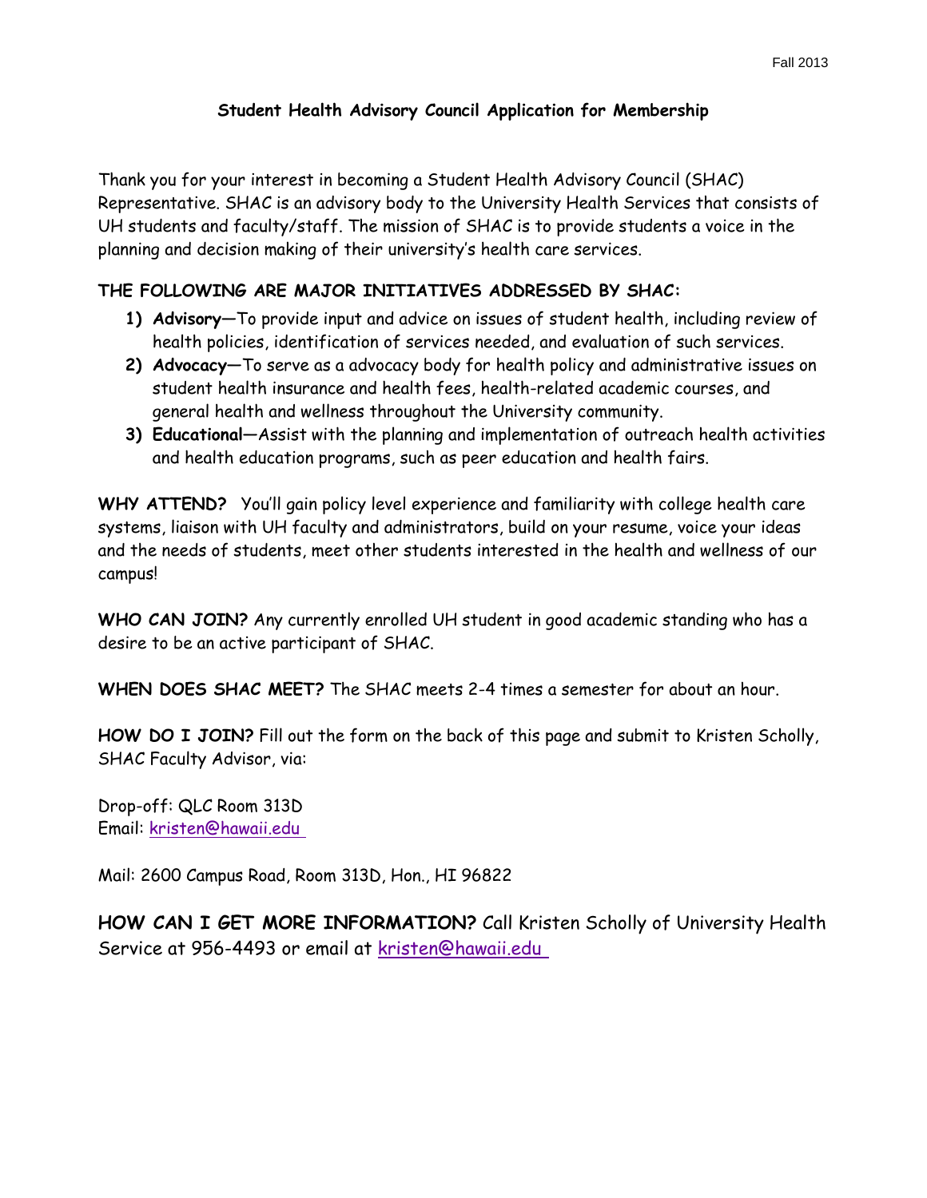Fall 2013

# Student Health Advisory Council Application for Membership

Thank you for your interest in becoming a Student Health Advisory Council (SHAC) Representative. SHAC is an advisory body to the University Health Services that consists of UH students and faculty/staff. The mission of SHAC is to provide students a voice in the planning and decision making of their university's health care services.

**THE FOLLOWING ARE MAJOR INITIATIVES ADDRESSED BY SHAC:**

1) **Advisory**—To provide input and advice on issues of student health, including review of health policies, identification of services needed, and evaluation of such services.
2) **Advocacy**—To serve as a advocacy body for health policy and administrative issues on student health insurance and health fees, health-related academic courses, and general health and wellness throughout the University community.
3) **Educational**—Assist with the planning and implementation of outreach health activities and health education programs, such as peer education and health fairs.

**WHY ATTEND?** You'll gain policy level experience and familiarity with college health care systems, liaison with UH faculty and administrators, build on your resume, voice your ideas and the needs of students, meet other students interested in the health and wellness of our campus!

**WHO CAN JOIN?** Any currently enrolled UH student in good academic standing who has a desire to be an active participant of SHAC.

**WHEN DOES SHAC MEET?** The SHAC meets 2-4 times a semester for about an hour.

**HOW DO I JOIN?** Fill out the form on the back of this page and submit to Kristen Scholly, SHAC Faculty Advisor, via:

Drop-off: QLC Room 313D
Email: kristen@hawaii.edu

Mail: 2600 Campus Road, Room 313D, Hon., HI 96822

**HOW CAN I GET MORE INFORMATION?** Call Kristen Scholly of University Health Service at 956-4493 or email at kristen@hawaii.edu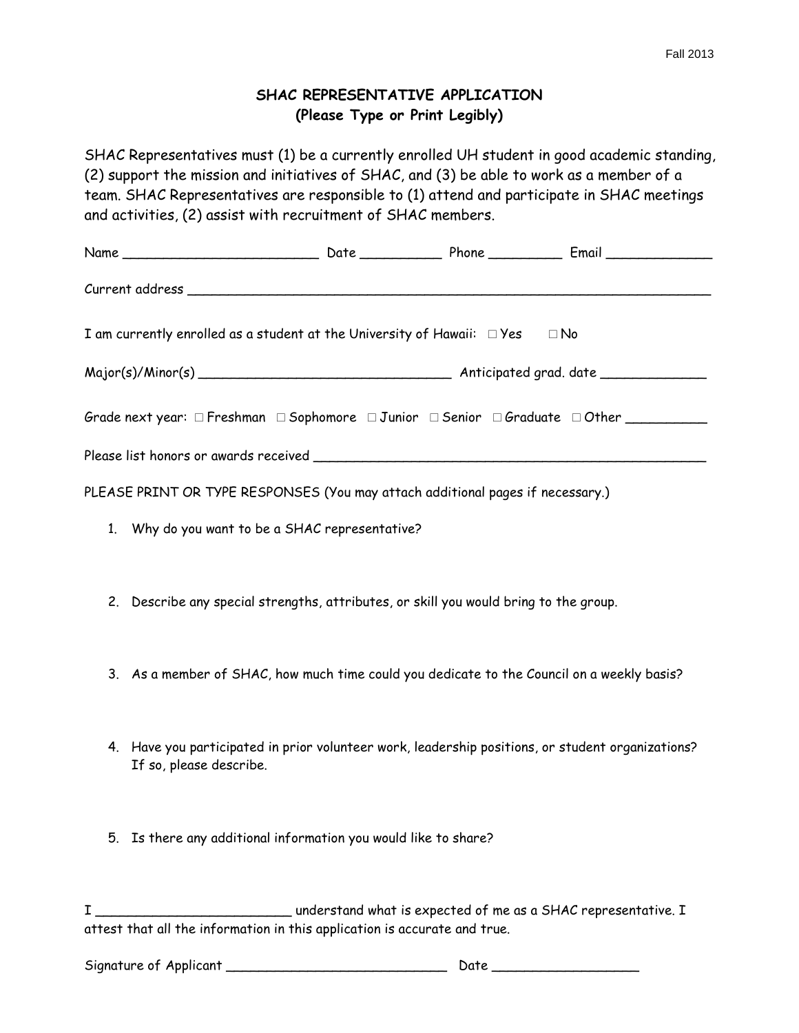Fall 2013

## SHAC REPRESENTATIVE APPLICATION
**(Please Type or Print Legibly)**

SHAC Representatives must (1) be a currently enrolled UH student in good academic standing, (2) support the mission and initiatives of SHAC, and (3) be able to work as a member of a team. SHAC Representatives are responsible to (1) attend and participate in SHAC meetings and activities, (2) assist with recruitment of SHAC members.

Name ________________________ Date __________ Phone _________ Email _____________

Current address ________________________________________________________________

I am currently enrolled as a student at the University of Hawaii: ☐ Yes ☐ No

Major(s)/Minor(s) ________________________________ Anticipated grad. date _____________

Grade next year: ☐ Freshman ☐ Sophomore ☐ Junior ☐ Senior ☐ Graduate ☐ Other __________

Please list honors or awards received __________________________________________________

PLEASE PRINT OR TYPE RESPONSES (You may attach additional pages if necessary.)

1. Why do you want to be a SHAC representative?

2. Describe any special strengths, attributes, or skill you would bring to the group.

3. As a member of SHAC, how much time could you dedicate to the Council on a weekly basis?

4. Have you participated in prior volunteer work, leadership positions, or student organizations? If so, please describe.

5. Is there any additional information you would like to share?

I ________________________ understand what is expected of me as a SHAC representative. I attest that all the information in this application is accurate and true.

Signature of Applicant ____________________________ Date __________________